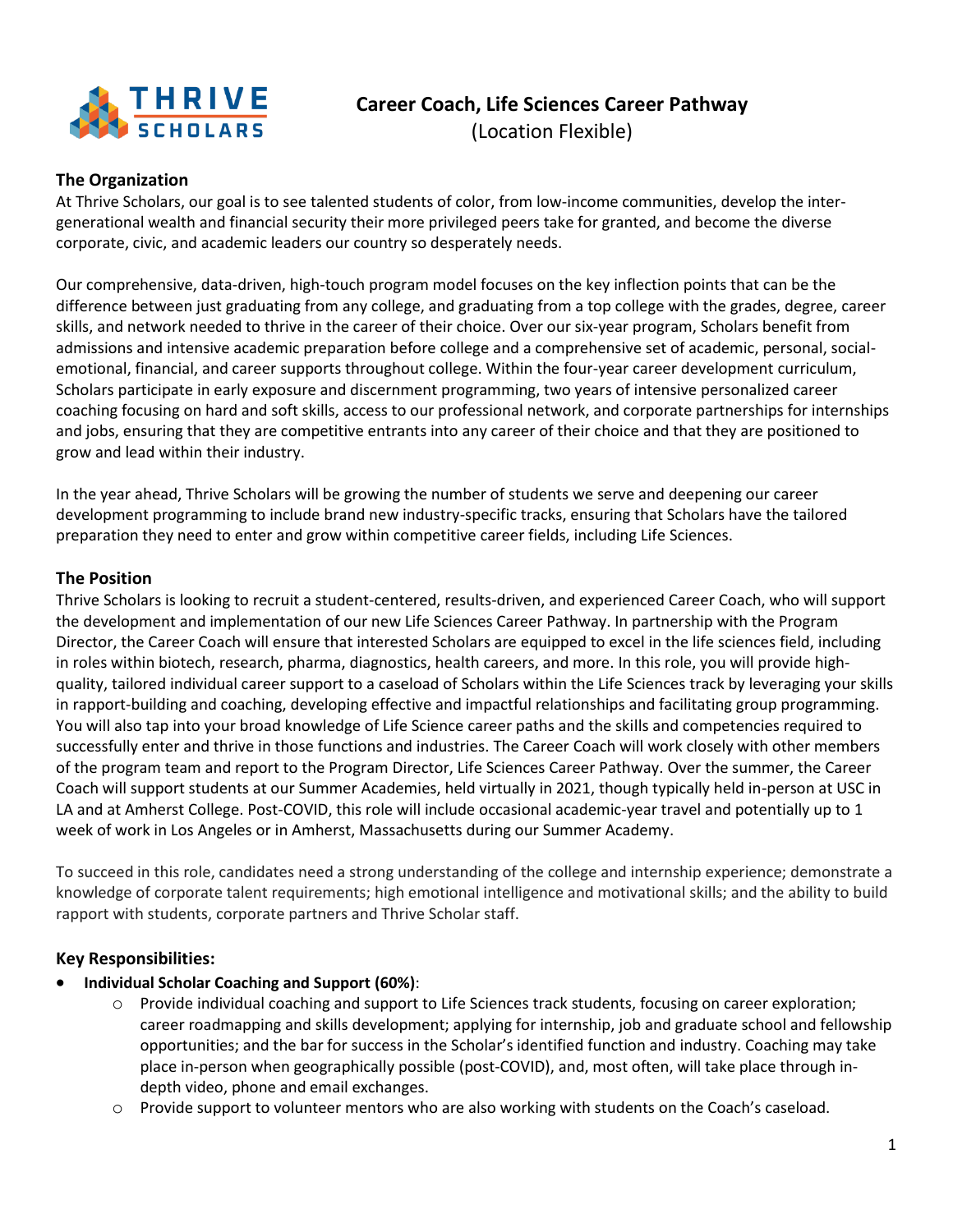# Career Coach, Life Sciences Career Pathway

(Location Flexible)

## The Organization

At Thrive Scholars, our goal is to see talented students of color, from low-income communities, develop the inter-generational wealth and financial security their more privileged peers take for granted, and become the diverse corporate, civic, and academic leaders our country so desperately needs.

Our comprehensive, data-driven, high-touch program model focuses on the key inflection points that can be the difference between just graduating from any college, and graduating from a top college with the grades, degree, career skills, and network needed to thrive in the career of their choice. Over our six-year program, Scholars benefit from admissions and intensive academic preparation before college and a comprehensive set of academic, personal, social-emotional, financial, and career supports throughout college. Within the four-year career development curriculum, Scholars participate in early exposure and discernment programming, two years of intensive personalized career coaching focusing on hard and soft skills, access to our professional network, and corporate partnerships for internships and jobs, ensuring that they are competitive entrants into any career of their choice and that they are positioned to grow and lead within their industry.

In the year ahead, Thrive Scholars will be growing the number of students we serve and deepening our career development programming to include brand new industry-specific tracks, ensuring that Scholars have the tailored preparation they need to enter and grow within competitive career fields, including Life Sciences.

## The Position

Thrive Scholars is looking to recruit a student-centered, results-driven, and experienced Career Coach, who will support the development and implementation of our new Life Sciences Career Pathway. In partnership with the Program Director, the Career Coach will ensure that interested Scholars are equipped to excel in the life sciences field, including in roles within biotech, research, pharma, diagnostics, health careers, and more. In this role, you will provide high-quality, tailored individual career support to a caseload of Scholars within the Life Sciences track by leveraging your skills in rapport-building and coaching, developing effective and impactful relationships and facilitating group programming. You will also tap into your broad knowledge of Life Science career paths and the skills and competencies required to successfully enter and thrive in those functions and industries. The Career Coach will work closely with other members of the program team and report to the Program Director, Life Sciences Career Pathway. Over the summer, the Career Coach will support students at our Summer Academies, held virtually in 2021, though typically held in-person at USC in LA and at Amherst College. Post-COVID, this role will include occasional academic-year travel and potentially up to 1 week of work in Los Angeles or in Amherst, Massachusetts during our Summer Academy.

To succeed in this role, candidates need a strong understanding of the college and internship experience; demonstrate a knowledge of corporate talent requirements; high emotional intelligence and motivational skills; and the ability to build rapport with students, corporate partners and Thrive Scholar staff.

## Key Responsibilities:

- **Individual Scholar Coaching and Support (60%)**:
  - Provide individual coaching and support to Life Sciences track students, focusing on career exploration; career roadmapping and skills development; applying for internship, job and graduate school and fellowship opportunities; and the bar for success in the Scholar's identified function and industry. Coaching may take place in-person when geographically possible (post-COVID), and, most often, will take place through in-depth video, phone and email exchanges.
  - Provide support to volunteer mentors who are also working with students on the Coach's caseload.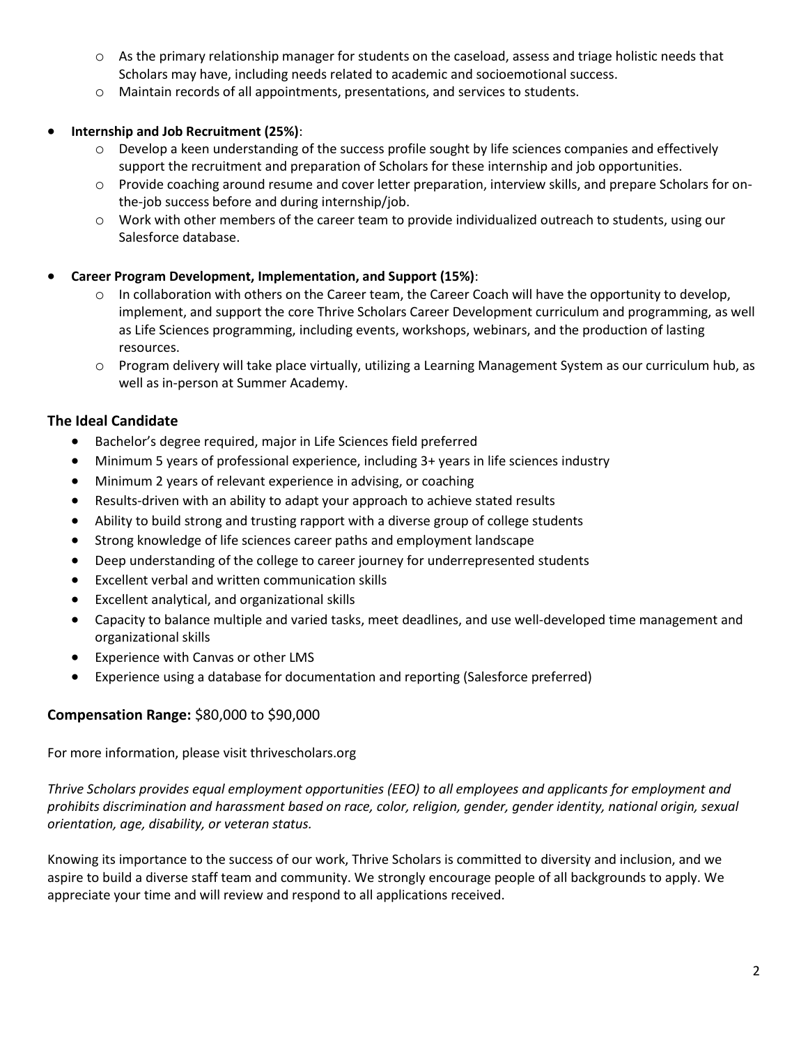- As the primary relationship manager for students on the caseload, assess and triage holistic needs that Scholars may have, including needs related to academic and socioemotional success.
  - Maintain records of all appointments, presentations, and services to students.

- **Internship and Job Recruitment (25%)**:
  - Develop a keen understanding of the success profile sought by life sciences companies and effectively support the recruitment and preparation of Scholars for these internship and job opportunities.
  - Provide coaching around resume and cover letter preparation, interview skills, and prepare Scholars for on-the-job success before and during internship/job.
  - Work with other members of the career team to provide individualized outreach to students, using our Salesforce database.

- **Career Program Development, Implementation, and Support (15%)**:
  - In collaboration with others on the Career team, the Career Coach will have the opportunity to develop, implement, and support the core Thrive Scholars Career Development curriculum and programming, as well as Life Sciences programming, including events, workshops, webinars, and the production of lasting resources.
  - Program delivery will take place virtually, utilizing a Learning Management System as our curriculum hub, as well as in-person at Summer Academy.

## The Ideal Candidate

- Bachelor's degree required, major in Life Sciences field preferred
- Minimum 5 years of professional experience, including 3+ years in life sciences industry
- Minimum 2 years of relevant experience in advising, or coaching
- Results-driven with an ability to adapt your approach to achieve stated results
- Ability to build strong and trusting rapport with a diverse group of college students
- Strong knowledge of life sciences career paths and employment landscape
- Deep understanding of the college to career journey for underrepresented students
- Excellent verbal and written communication skills
- Excellent analytical, and organizational skills
- Capacity to balance multiple and varied tasks, meet deadlines, and use well-developed time management and organizational skills
- Experience with Canvas or other LMS
- Experience using a database for documentation and reporting (Salesforce preferred)

## Compensation Range: $80,000 to $90,000

For more information, please visit thrivescholars.org

*Thrive Scholars provides equal employment opportunities (EEO) to all employees and applicants for employment and prohibits discrimination and harassment based on race, color, religion, gender, gender identity, national origin, sexual orientation, age, disability, or veteran status.*

Knowing its importance to the success of our work, Thrive Scholars is committed to diversity and inclusion, and we aspire to build a diverse staff team and community. We strongly encourage people of all backgrounds to apply. We appreciate your time and will review and respond to all applications received.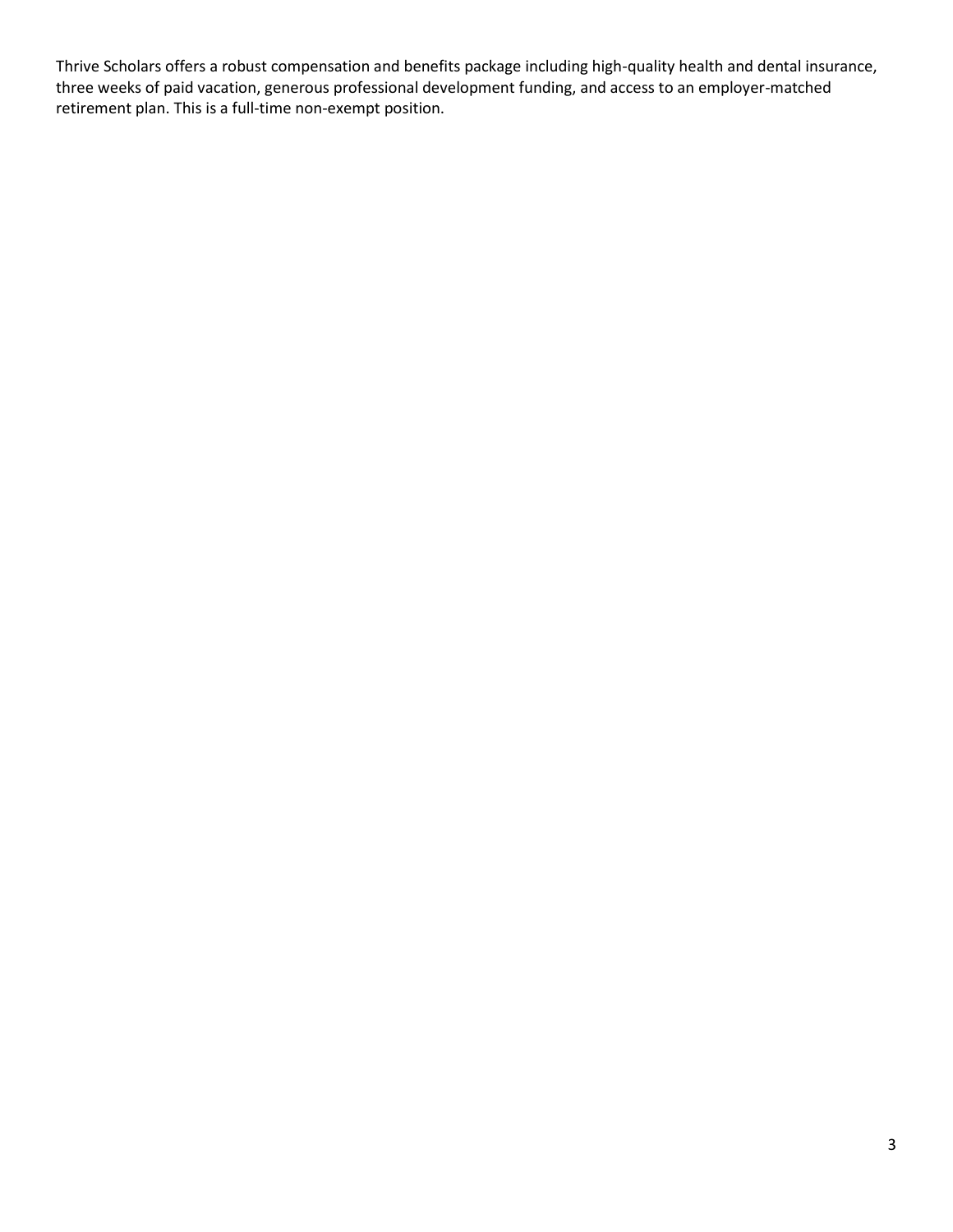Thrive Scholars offers a robust compensation and benefits package including high-quality health and dental insurance, three weeks of paid vacation, generous professional development funding, and access to an employer-matched retirement plan. This is a full-time non-exempt position.